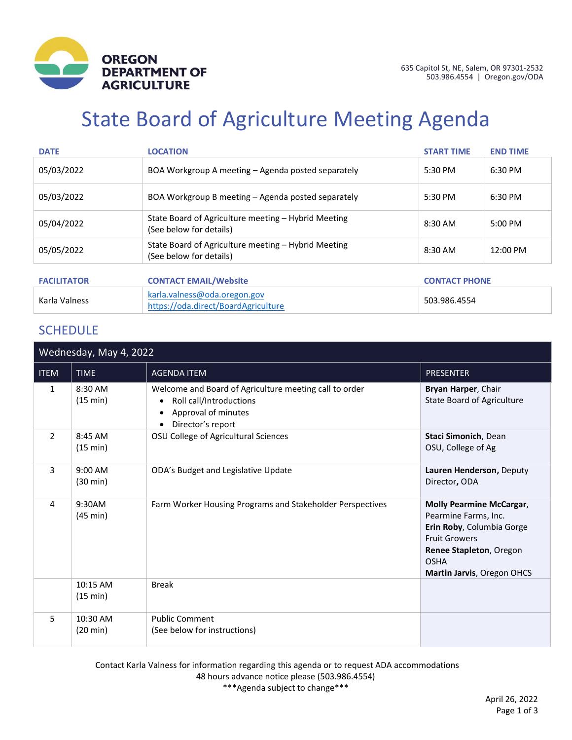**OREGON DEPARTMENT OF AGRICULTURE**

635 Capitol St, NE, Salem, OR 97301-2532
503.986.4554 | Oregon.gov/ODA

# State Board of Agriculture Meeting Agenda

| DATE | LOCATION | START TIME | END TIME |
|---|---|---|---|
| 05/03/2022 | BOA Workgroup A meeting – Agenda posted separately | 5:30 PM | 6:30 PM |
| 05/03/2022 | BOA Workgroup B meeting – Agenda posted separately | 5:30 PM | 6:30 PM |
| 05/04/2022 | State Board of Agriculture meeting – Hybrid Meeting (See below for details) | 8:30 AM | 5:00 PM |
| 05/05/2022 | State Board of Agriculture meeting – Hybrid Meeting (See below for details) | 8:30 AM | 12:00 PM |

| FACILITATOR | CONTACT EMAIL/Website | CONTACT PHONE |
|---|---|---|
| Karla Valness | karla.valness@oda.oregon.gov<br>https://oda.direct/BoardAgriculture | 503.986.4554 |

## SCHEDULE

| Wednesday, May 4, 2022 | | | |
|---|---|---|---|
| ITEM | TIME | AGENDA ITEM | PRESENTER |
| 1 | 8:30 AM (15 min) | Welcome and Board of Agriculture meeting call to order<br>• Roll call/Introductions<br>• Approval of minutes<br>• Director's report | **Bryan Harper**, Chair State Board of Agriculture |
| 2 | 8:45 AM (15 min) | OSU College of Agricultural Sciences | **Staci Simonich**, Dean OSU, College of Ag |
| 3 | 9:00 AM (30 min) | ODA's Budget and Legislative Update | **Lauren Henderson,** Deputy Director**,** ODA |
| 4 | 9:30AM (45 min) | Farm Worker Housing Programs and Stakeholder Perspectives | **Molly Pearmine McCargar**, Pearmine Farms, Inc.<br>**Erin Roby**, Columbia Gorge Fruit Growers<br>**Renee Stapleton**, Oregon OSHA<br>**Martin Jarvis**, Oregon OHCS |
| | 10:15 AM (15 min) | Break | |
| 5 | 10:30 AM (20 min) | Public Comment (See below for instructions) | |

Contact Karla Valness for information regarding this agenda or to request ADA accommodations
48 hours advance notice please (503.986.4554)
\*\*\*Agenda subject to change\*\*\*

April 26, 2022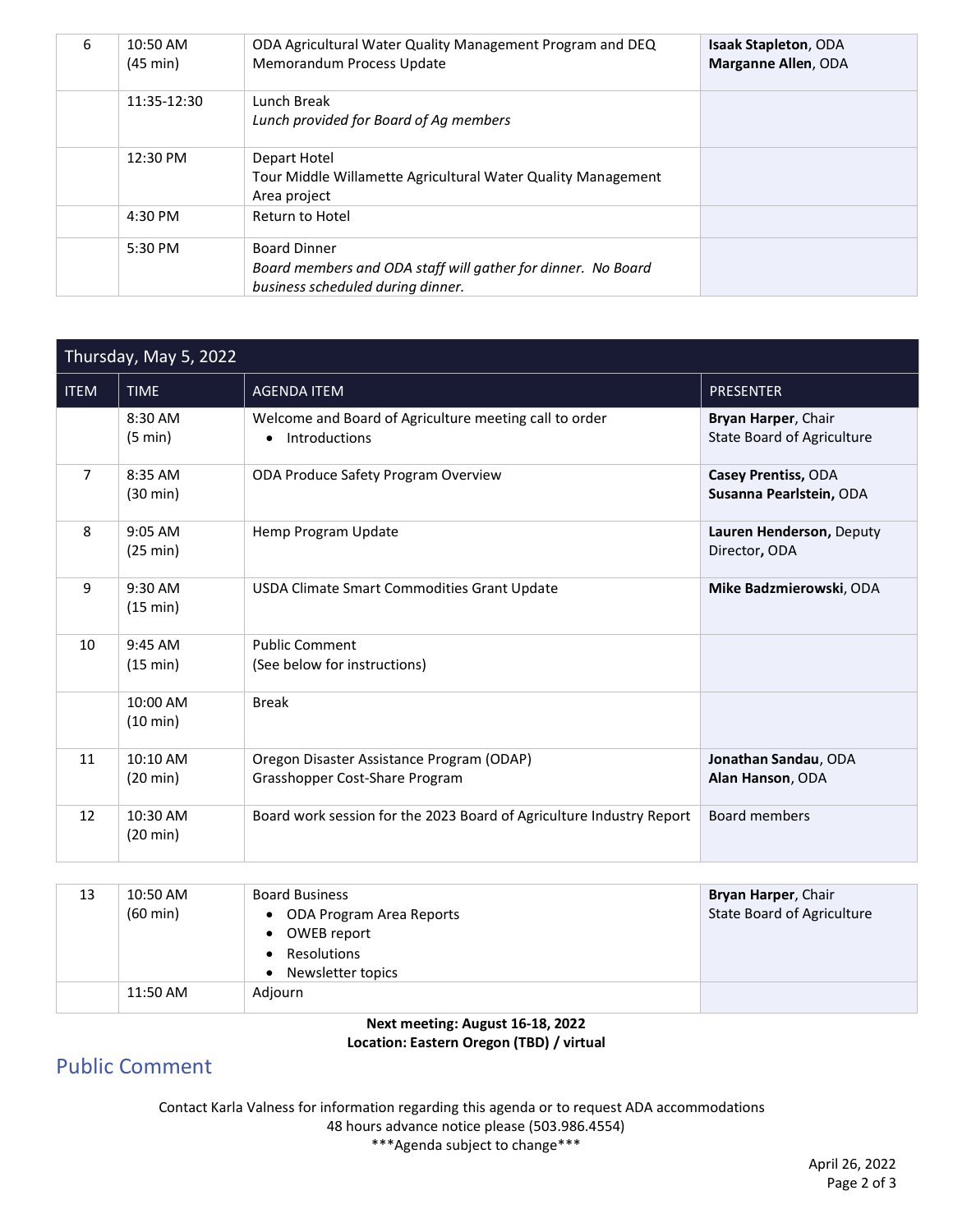| ITEM | TIME | AGENDA ITEM | PRESENTER |
| --- | --- | --- | --- |
| 6 | 10:50 AM (45 min) | ODA Agricultural Water Quality Management Program and DEQ Memorandum Process Update | **Isaak Stapleton**, ODA **Marganne Allen**, ODA |
| | 11:35-12:30 | Lunch Break *Lunch provided for Board of Ag members* | |
| | 12:30 PM | Depart Hotel Tour Middle Willamette Agricultural Water Quality Management Area project | |
| | 4:30 PM | Return to Hotel | |
| | 5:30 PM | Board Dinner *Board members and ODA staff will gather for dinner. No Board business scheduled during dinner.* | |

## Thursday, May 5, 2022

| ITEM | TIME | AGENDA ITEM | PRESENTER |
| --- | --- | --- | --- |
| | 8:30 AM (5 min) | Welcome and Board of Agriculture meeting call to order • Introductions | **Bryan Harper**, Chair State Board of Agriculture |
| 7 | 8:35 AM (30 min) | ODA Produce Safety Program Overview | **Casey Prentiss,** ODA **Susanna Pearlstein,** ODA |
| 8 | 9:05 AM (25 min) | Hemp Program Update | **Lauren Henderson,** Deputy Director**,** ODA |
| 9 | 9:30 AM (15 min) | USDA Climate Smart Commodities Grant Update | **Mike Badzmierowski**, ODA |
| 10 | 9:45 AM (15 min) | Public Comment (See below for instructions) | |
| | 10:00 AM (10 min) | Break | |
| 11 | 10:10 AM (20 min) | Oregon Disaster Assistance Program (ODAP) Grasshopper Cost-Share Program | **Jonathan Sandau**, ODA **Alan Hanson**, ODA |
| 12 | 10:30 AM (20 min) | Board work session for the 2023 Board of Agriculture Industry Report | Board members |
| 13 | 10:50 AM (60 min) | Board Business • ODA Program Area Reports • OWEB report • Resolutions • Newsletter topics | **Bryan Harper**, Chair State Board of Agriculture |
| | 11:50 AM | Adjourn | |

**Next meeting: August 16-18, 2022**
**Location: Eastern Oregon (TBD) / virtual**

## Public Comment

Contact Karla Valness for information regarding this agenda or to request ADA accommodations
48 hours advance notice please (503.986.4554)
\*\*\*Agenda subject to change\*\*\*

April 26, 2022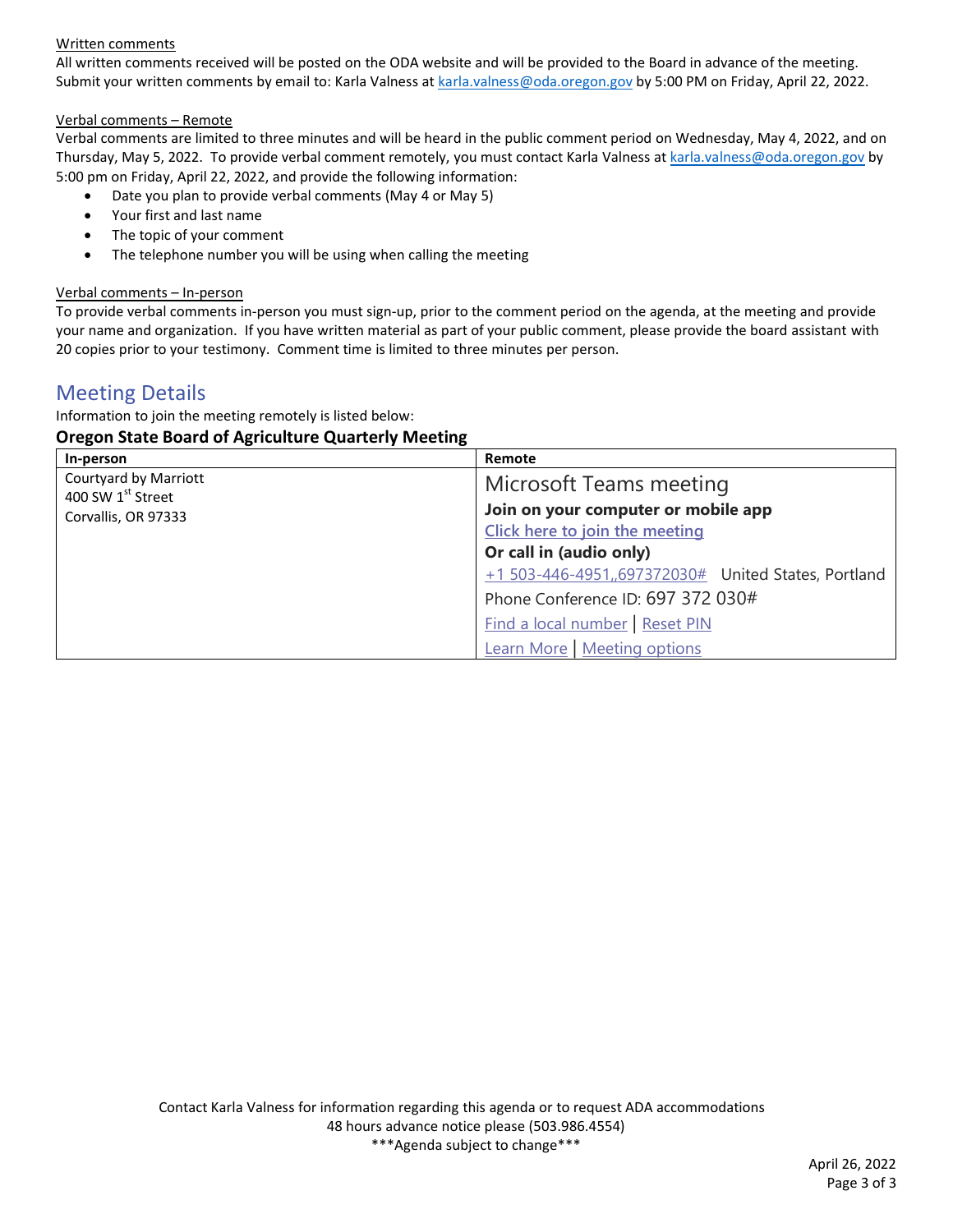Written comments

All written comments received will be posted on the ODA website and will be provided to the Board in advance of the meeting. Submit your written comments by email to: Karla Valness at karla.valness@oda.oregon.gov by 5:00 PM on Friday, April 22, 2022.

Verbal comments – Remote

Verbal comments are limited to three minutes and will be heard in the public comment period on Wednesday, May 4, 2022, and on Thursday, May 5, 2022. To provide verbal comment remotely, you must contact Karla Valness at karla.valness@oda.oregon.gov by 5:00 pm on Friday, April 22, 2022, and provide the following information:

- Date you plan to provide verbal comments (May 4 or May 5)
- Your first and last name
- The topic of your comment
- The telephone number you will be using when calling the meeting

Verbal comments – In-person

To provide verbal comments in-person you must sign-up, prior to the comment period on the agenda, at the meeting and provide your name and organization. If you have written material as part of your public comment, please provide the board assistant with 20 copies prior to your testimony. Comment time is limited to three minutes per person.

## Meeting Details

Information to join the meeting remotely is listed below:

**Oregon State Board of Agriculture Quarterly Meeting**

| In-person | Remote |
|---|---|
| Courtyard by Marriott<br>400 SW 1st Street<br>Corvallis, OR 97333 | Microsoft Teams meeting<br>**Join on your computer or mobile app**<br>**Click here to join the meeting**<br>**Or call in (audio only)**<br>+1 503-446-4951,,697372030# United States, Portland<br>Phone Conference ID: 697 372 030#<br>Find a local number \| Reset PIN<br>Learn More \| Meeting options |

Contact Karla Valness for information regarding this agenda or to request ADA accommodations
48 hours advance notice please (503.986.4554)
\*\*\*Agenda subject to change\*\*\*

April 26, 2022